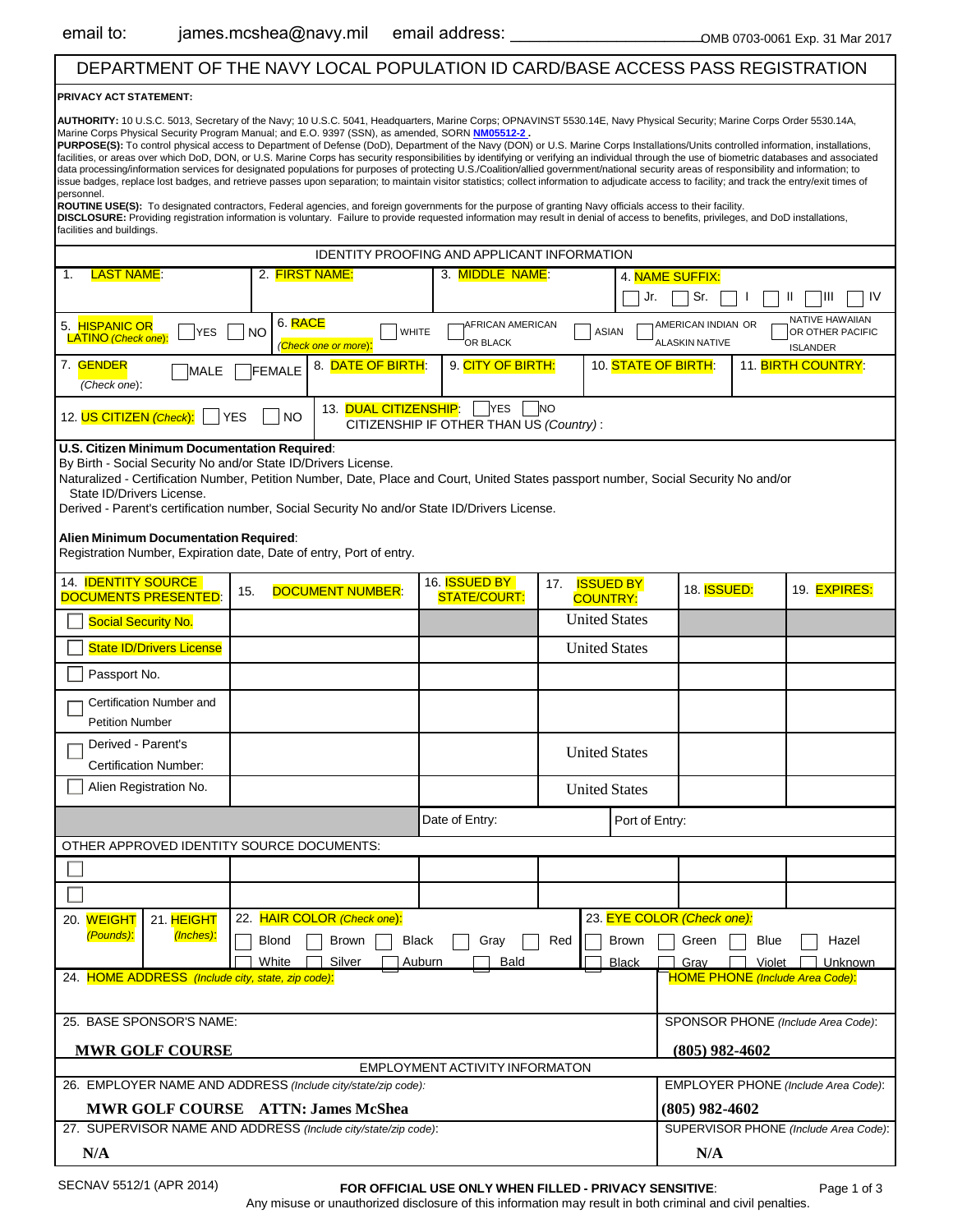email to: james.mcshea@navy.mil email address: ______________________ OMB 0703-0061 Exp. 31 Mar 2017

# DEPARTMENT OF THE NAVY LOCAL POPULATION ID CARD/BASE ACCESS PASS REGISTRATION

**PRIVACY ACT STATEMENT:**

**AUTHORITY:** 10 U.S.C. 5013, Secretary of the Navy; 10 U.S.C. 5041, Headquarters, Marine Corps; OPNAVINST 5530.14E, Navy Physical Security; Marine Corps Order 5530.14A, Marine Corps Physical Security Program Manual; and E.O. 9397 (SSN), as amended, SORN NM05512-2 .

**PURPOSE(S):** To control physical access to Department of Defense (DoD), Department of the Navy (DON) or U.S. Marine Corps Installations/Units controlled information, installations, facilities, or areas over which DoD, DON, or U.S. Marine Corps has security responsibilities by identifying or verifying an individual through the use of biometric databases and associated data processing/information services for designated populations for purposes of protecting U.S./Coalition/allied government/national security areas of responsibility and information; to issue badges, replace lost badges, and retrieve passes upon separation; to maintain visitor statistics; collect information to adjudicate access to facility; and track the entry/exit times of personnel.

**ROUTINE USE(S):** To designated contractors, Federal agencies, and foreign governments for the purpose of granting Navy officials access to their facility.

**DISCLOSURE:** Providing registration information is voluntary. Failure to provide requested information may result in denial of access to benefits, privileges, and DoD installations, facilities and buildings.

## IDENTITY PROOFING AND APPLICANT INFORMATION

1. LAST NAME:
2. FIRST NAME:
3. MIDDLE NAME:
4. NAME SUFFIX: ☐ Jr. ☐ Sr. ☐ I ☐ II ☐ III ☐ IV

5. HISPANIC OR LATINO *(Check one)*: ☐ YES ☐ NO

6. RACE *(Check one or more)*: ☐ WHITE ☐ AFRICAN AMERICAN OR BLACK ☐ ASIAN ☐ AMERICAN INDIAN OR ALASKIN NATIVE ☐ NATIVE HAWAIIAN OR OTHER PACIFIC ISLANDER

7. GENDER *(Check one)*: ☐ MALE ☐ FEMALE
8. DATE OF BIRTH:
9. CITY OF BIRTH:
10. STATE OF BIRTH:
11. BIRTH COUNTRY:

12. US CITIZEN *(Check)*: ☐ YES ☐ NO
13. DUAL CITIZENSHIP: ☐ YES ☐ NO CITIZENSHIP IF OTHER THAN US *(Country)* :

**U.S. Citizen Minimum Documentation Required**:
By Birth - Social Security No and/or State ID/Drivers License.
Naturalized - Certification Number, Petition Number, Date, Place and Court, United States passport number, Social Security No and/or State ID/Drivers License.
Derived - Parent's certification number, Social Security No and/or State ID/Drivers License.

**Alien Minimum Documentation Required**:
Registration Number, Expiration date, Date of entry, Port of entry.

| 14. IDENTITY SOURCE DOCUMENTS PRESENTED: | 15. DOCUMENT NUMBER: | 16. ISSUED BY STATE/COURT: | 17. ISSUED BY COUNTRY: | 18. ISSUED: | 19. EXPIRES: |
|---|---|---|---|---|---|
| ☐ Social Security No. | | | United States | | |
| ☐ State ID/Drivers License | | | United States | | |
| ☐ Passport No. | | | | | |
| ☐ Certification Number and Petition Number | | | | | |
| ☐ Derived - Parent's Certification Number: | | | United States | | |
| ☐ Alien Registration No. | | | United States | | |
| | | Date of Entry: | | Port of Entry: | |
| OTHER APPROVED IDENTITY SOURCE DOCUMENTS: | | | | | |
| ☐ | | | | | |
| ☐ | | | | | |

20. WEIGHT *(Pounds)*:
21. HEIGHT *(Inches)*:
22. HAIR COLOR *(Check one)*: ☐ Blond ☐ Brown ☐ Black ☐ Gray ☐ Red ☐ White ☐ Silver ☐ Auburn ☐ Bald
23. EYE COLOR *(Check one)*: ☐ Brown ☐ Green ☐ Blue ☐ Hazel ☐ Black ☐ Gray ☐ Violet ☐ Unknown

24. HOME ADDRESS *(Include city, state, zip code)*:
HOME PHONE *(Include Area Code)*:

25. BASE SPONSOR'S NAME: **MWR GOLF COURSE**
SPONSOR PHONE *(Include Area Code)*: **(805) 982-4602**

## EMPLOYMENT ACTIVITY INFORMATON

26. EMPLOYER NAME AND ADDRESS *(Include city/state/zip code)*: **MWR GOLF COURSE ATTN: James McShea**
EMPLOYER PHONE *(Include Area Code)*: **(805) 982-4602**

27. SUPERVISOR NAME AND ADDRESS *(Include city/state/zip code)*: **N/A**
SUPERVISOR PHONE *(Include Area Code)*: **N/A**

SECNAV 5512/1 (APR 2014)

**FOR OFFICIAL USE ONLY WHEN FILLED - PRIVACY SENSITIVE**:
Any misuse or unauthorized disclosure of this information may result in both criminal and civil penalties.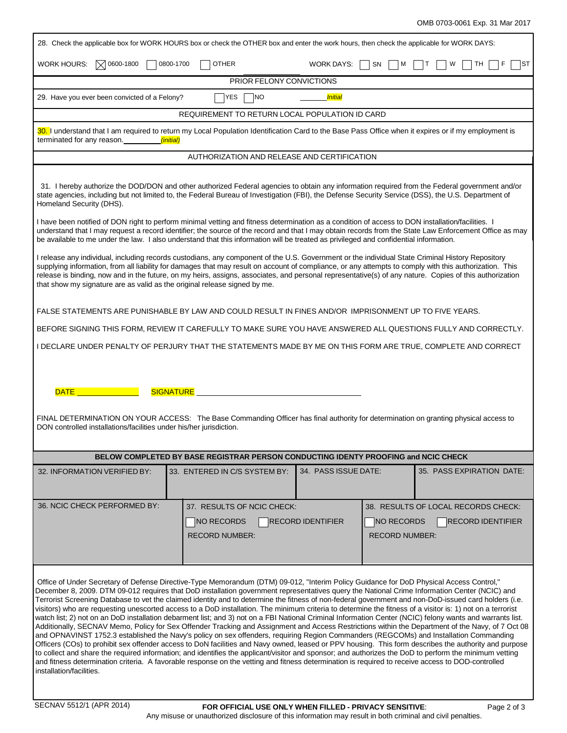OMB 0703-0061 Exp. 31 Mar 2017

28. Check the applicable box for WORK HOURS box or check the OTHER box and enter the work hours, then check the applicable for WORK DAYS:

WORK HOURS: ☒ 0600-1800 ☐ 0800-1700 ☐ OTHER ________ WORK DAYS: ☐ SN ☐ M ☐ T ☐ W ☐ TH ☐ F ☐ ST

## PRIOR FELONY CONVICTIONS

29. Have you ever been convicted of a Felony? ☐ YES ☐ NO ______*Initial*

## REQUIREMENT TO RETURN LOCAL POPULATION ID CARD

30. I understand that I am required to return my Local Population Identification Card to the Base Pass Office when it expires or if my employment is terminated for any reason.________*(initial)*

## AUTHORIZATION AND RELEASE AND CERTIFICATION

31. I hereby authorize the DOD/DON and other authorized Federal agencies to obtain any information required from the Federal government and/or state agencies, including but not limited to, the Federal Bureau of Investigation (FBI), the Defense Security Service (DSS), the U.S. Department of Homeland Security (DHS).

I have been notified of DON right to perform minimal vetting and fitness determination as a condition of access to DON installation/facilities. I understand that I may request a record identifier; the source of the record and that I may obtain records from the State Law Enforcement Office as may be available to me under the law. I also understand that this information will be treated as privileged and confidential information.

I release any individual, including records custodians, any component of the U.S. Government or the individual State Criminal History Repository supplying information, from all liability for damages that may result on account of compliance, or any attempts to comply with this authorization. This release is binding, now and in the future, on my heirs, assigns, associates, and personal representative(s) of any nature. Copies of this authorization that show my signature are as valid as the original release signed by me.

FALSE STATEMENTS ARE PUNISHABLE BY LAW AND COULD RESULT IN FINES AND/OR IMPRISONMENT UP TO FIVE YEARS.

BEFORE SIGNING THIS FORM, REVIEW IT CAREFULLY TO MAKE SURE YOU HAVE ANSWERED ALL QUESTIONS FULLY AND CORRECTLY.

I DECLARE UNDER PENALTY OF PERJURY THAT THE STATEMENTS MADE BY ME ON THIS FORM ARE TRUE, COMPLETE AND CORRECT

DATE ______________ SIGNATURE ____________________________________

FINAL DETERMINATION ON YOUR ACCESS: The Base Commanding Officer has final authority for determination on granting physical access to DON controlled installations/facilities under his/her jurisdiction.

## BELOW COMPLETED BY BASE REGISTRAR PERSON CONDUCTING IDENTY PROOFING and NCIC CHECK

| 32. INFORMATION VERIFIED BY: | 33. ENTERED IN C/S SYSTEM BY: | 34. PASS ISSUE DATE: | 35. PASS EXPIRATION DATE: |
|---|---|---|---|
| | | | |

| 36. NCIC CHECK PERFORMED BY: | 37. RESULTS OF NCIC CHECK: | 38. RESULTS OF LOCAL RECORDS CHECK: |
|---|---|---|
| | ☐ NO RECORDS ☐ RECORD IDENTIFIER<br>RECORD NUMBER: | ☐ NO RECORDS ☐ RECORD IDENTIFIER<br>RECORD NUMBER: |

Office of Under Secretary of Defense Directive-Type Memorandum (DTM) 09-012, "Interim Policy Guidance for DoD Physical Access Control," December 8, 2009. DTM 09-012 requires that DoD installation government representatives query the National Crime Information Center (NCIC) and Terrorist Screening Database to vet the claimed identity and to determine the fitness of non-federal government and non-DoD-issued card holders (i.e. visitors) who are requesting unescorted access to a DoD installation. The minimum criteria to determine the fitness of a visitor is: 1) not on a terrorist watch list; 2) not on an DoD installation debarment list; and 3) not on a FBI National Criminal Information Center (NCIC) felony wants and warrants list. Additionally, SECNAV Memo, Policy for Sex Offender Tracking and Assignment and Access Restrictions within the Department of the Navy, of 7 Oct 08 and OPNAVINST 1752.3 established the Navy's policy on sex offenders, requiring Region Commanders (REGCOMs) and Installation Commanding Officers (COs) to prohibit sex offender access to DoN facilities and Navy owned, leased or PPV housing. This form describes the authority and purpose to collect and share the required information; and identifies the applicant/visitor and sponsor; and authorizes the DoD to perform the minimum vetting and fitness determination criteria. A favorable response on the vetting and fitness determination is required to receive access to DOD-controlled installation/facilities.

SECNAV 5512/1 (APR 2014)

**FOR OFFICIAL USE ONLY WHEN FILLED - PRIVACY SENSITIVE**:
Any misuse or unauthorized disclosure of this information may result in both criminal and civil penalties.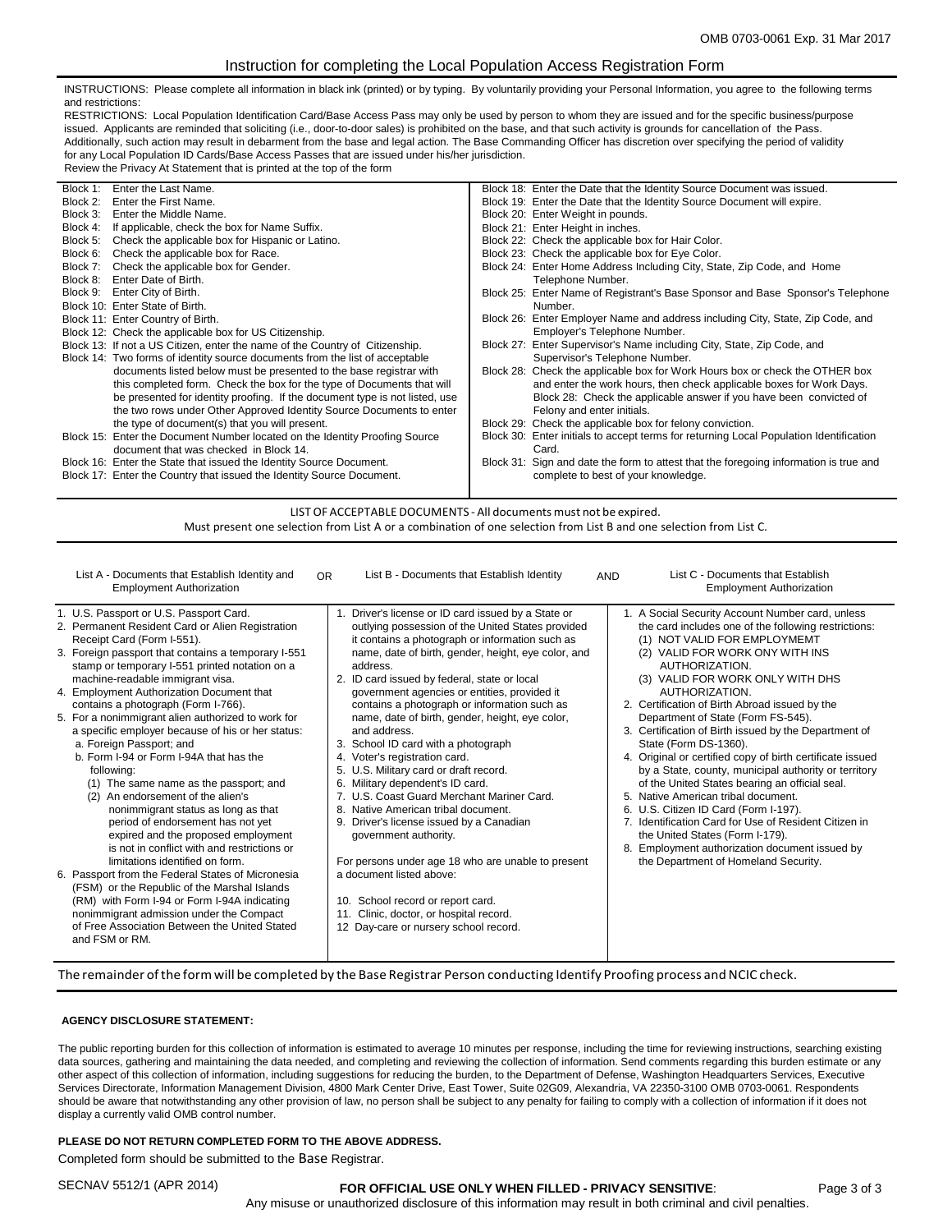OMB 0703-0061 Exp. 31 Mar 2017

# Instruction for completing the Local Population Access Registration Form

INSTRUCTIONS: Please complete all information in black ink (printed) or by typing. By voluntarily providing your Personal Information, you agree to the following terms and restrictions:

RESTRICTIONS: Local Population Identification Card/Base Access Pass may only be used by person to whom they are issued and for the specific business/purpose issued. Applicants are reminded that soliciting (i.e., door-to-door sales) is prohibited on the base, and that such activity is grounds for cancellation of the Pass. Additionally, such action may result in debarment from the base and legal action. The Base Commanding Officer has discretion over specifying the period of validity for any Local Population ID Cards/Base Access Passes that are issued under his/her jurisdiction.

Review the Privacy At Statement that is printed at the top of the form

Block 1: Enter the Last Name.
Block 2: Enter the First Name.
Block 3: Enter the Middle Name.
Block 4: If applicable, check the box for Name Suffix.
Block 5: Check the applicable box for Hispanic or Latino.
Block 6: Check the applicable box for Race.
Block 7: Check the applicable box for Gender.
Block 8: Enter Date of Birth.
Block 9: Enter City of Birth.
Block 10: Enter State of Birth.
Block 11: Enter Country of Birth.
Block 12: Check the applicable box for US Citizenship.
Block 13: If not a US Citizen, enter the name of the Country of Citizenship.
Block 14: Two forms of identity source documents from the list of acceptable documents listed below must be presented to the base registrar with this completed form. Check the box for the type of Documents that will be presented for identity proofing. If the document type is not listed, use the two rows under Other Approved Identity Source Documents to enter the type of document(s) that you will present.
Block 15: Enter the Document Number located on the Identity Proofing Source document that was checked in Block 14.
Block 16: Enter the State that issued the Identity Source Document.
Block 17: Enter the Country that issued the Identity Source Document.
Block 18: Enter the Date that the Identity Source Document was issued.
Block 19: Enter the Date that the Identity Source Document will expire.
Block 20: Enter Weight in pounds.
Block 21: Enter Height in inches.
Block 22: Check the applicable box for Hair Color.
Block 23: Check the applicable box for Eye Color.
Block 24: Enter Home Address Including City, State, Zip Code, and Home Telephone Number.
Block 25: Enter Name of Registrant's Base Sponsor and Base Sponsor's Telephone Number.
Block 26: Enter Employer Name and address including City, State, Zip Code, and Employer's Telephone Number.
Block 27: Enter Supervisor's Name including City, State, Zip Code, and Supervisor's Telephone Number.
Block 28: Check the applicable box for Work Hours box or check the OTHER box and enter the work hours, then check applicable boxes for Work Days. Block 28: Check the applicable answer if you have been convicted of Felony and enter initials.
Block 29: Check the applicable box for felony conviction.
Block 30: Enter initials to accept terms for returning Local Population Identification Card.
Block 31: Sign and date the form to attest that the foregoing information is true and complete to best of your knowledge.

LIST OF ACCEPTABLE DOCUMENTS - All documents must not be expired.
Must present one selection from List A or a combination of one selection from List B and one selection from List C.

| List A - Documents that Establish Identity and Employment Authorization | OR | List B - Documents that Establish Identity | AND | List C - Documents that Establish Employment Authorization |
|---|---|---|---|---|
| 1. U.S. Passport or U.S. Passport Card.<br>2. Permanent Resident Card or Alien Registration Receipt Card (Form I-551).<br>3. Foreign passport that contains a temporary I-551 stamp or temporary I-551 printed notation on a machine-readable immigrant visa.<br>4. Employment Authorization Document that contains a photograph (Form I-766).<br>5. For a nonimmigrant alien authorized to work for a specific employer because of his or her status:<br>a. Foreign Passport; and<br>b. Form I-94 or Form I-94A that has the following:<br>(1) The same name as the passport; and<br>(2) An endorsement of the alien's nonimmigrant status as long as that period of endorsement has not yet expired and the proposed employment is not in conflict with and restrictions or limitations identified on form.<br>6. Passport from the Federal States of Micronesia (FSM) or the Republic of the Marshal Islands (RM) with Form I-94 or Form I-94A indicating nonimmigrant admission under the Compact of Free Association Between the United Stated and FSM or RM. | | 1. Driver's license or ID card issued by a State or outlying possession of the United States provided it contains a photograph or information such as name, date of birth, gender, height, eye color, and address.<br>2. ID card issued by federal, state or local government agencies or entities, provided it contains a photograph or information such as name, date of birth, gender, height, eye color, and address.<br>3. School ID card with a photograph<br>4. Voter's registration card.<br>5. U.S. Military card or draft record.<br>6. Military dependent's ID card.<br>7. U.S. Coast Guard Merchant Mariner Card.<br>8. Native American tribal document.<br>9. Driver's license issued by a Canadian government authority.<br><br>For persons under age 18 who are unable to present a document listed above:<br><br>10. School record or report card.<br>11. Clinic, doctor, or hospital record.<br>12 Day-care or nursery school record. | | 1. A Social Security Account Number card, unless the card includes one of the following restrictions:<br>(1) NOT VALID FOR EMPLOYMEMT<br>(2) VALID FOR WORK ONY WITH INS AUTHORIZATION.<br>(3) VALID FOR WORK ONLY WITH DHS AUTHORIZATION.<br>2. Certification of Birth Abroad issued by the Department of State (Form FS-545).<br>3. Certification of Birth issued by the Department of State (Form DS-1360).<br>4. Original or certified copy of birth certificate issued by a State, county, municipal authority or territory of the United States bearing an official seal.<br>5. Native American tribal document.<br>6. U.S. Citizen ID Card (Form I-197).<br>7. Identification Card for Use of Resident Citizen in the United States (Form I-179).<br>8. Employment authorization document issued by the Department of Homeland Security. |

The remainder of the form will be completed by the Base Registrar Person conducting Identify Proofing process and NCIC check.

**AGENCY DISCLOSURE STATEMENT:**

The public reporting burden for this collection of information is estimated to average 10 minutes per response, including the time for reviewing instructions, searching existing data sources, gathering and maintaining the data needed, and completing and reviewing the collection of information. Send comments regarding this burden estimate or any other aspect of this collection of information, including suggestions for reducing the burden, to the Department of Defense, Washington Headquarters Services, Executive Services Directorate, Information Management Division, 4800 Mark Center Drive, East Tower, Suite 02G09, Alexandria, VA 22350-3100 OMB 0703-0061. Respondents should be aware that notwithstanding any other provision of law, no person shall be subject to any penalty for failing to comply with a collection of information if it does not display a currently valid OMB control number.

**PLEASE DO NOT RETURN COMPLETED FORM TO THE ABOVE ADDRESS.**

Completed form should be submitted to the Base Registrar.

SECNAV 5512/1 (APR 2014)

**FOR OFFICIAL USE ONLY WHEN FILLED - PRIVACY SENSITIVE**:
Any misuse or unauthorized disclosure of this information may result in both criminal and civil penalties.